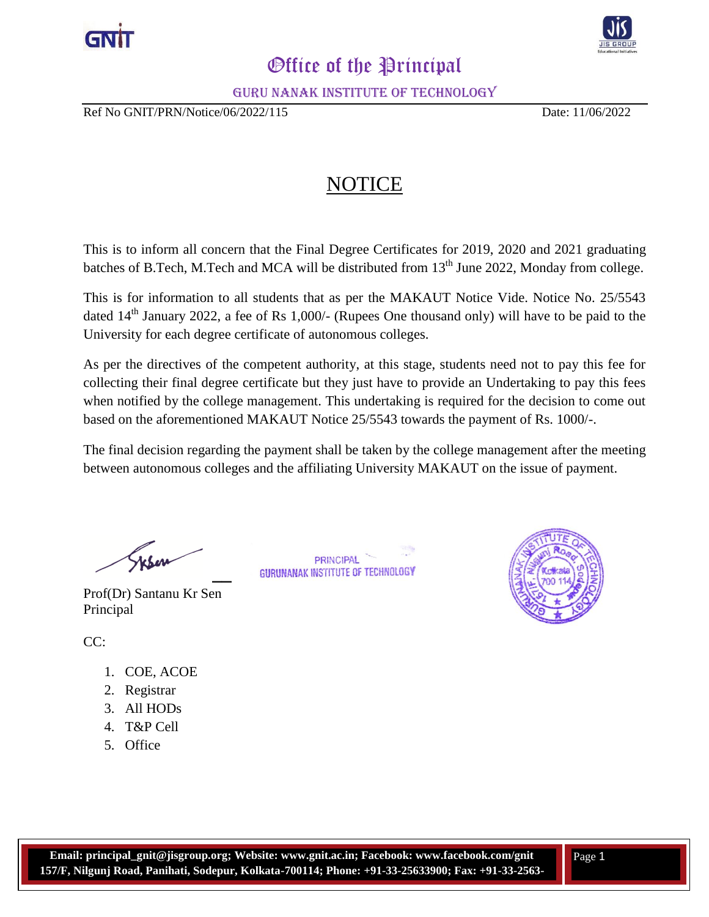# Office of the Principal

GURU NANAK INSTITUTE OF TECHNOLOGY

Ref No GNIT/PRN/Notice/06/2022/115 Date: 11/06/2022

## NOTICE

This is to inform all concern that the Final Degree Certificates for 2019, 2020 and 2021 graduating batches of B.Tech, M.Tech and MCA will be distributed from 13th June 2022, Monday from college.

This is for information to all students that as per the MAKAUT Notice Vide. Notice No. 25/5543 dated 14th January 2022, a fee of Rs 1,000/- (Rupees One thousand only) will have to be paid to the University for each degree certificate of autonomous colleges.

As per the directives of the competent authority, at this stage, students need not to pay this fee for collecting their final degree certificate but they just have to provide an Undertaking to pay this fees when notified by the college management. This undertaking is required for the decision to come out based on the aforementioned MAKAUT Notice 25/5543 towards the payment of Rs. 1000/-.

The final decision regarding the payment shall be taken by the college management after the meeting between autonomous colleges and the affiliating University MAKAUT on the issue of payment.

PRINCIPAL
GURUNANAK INSTITUTE OF TECHNOLOGY

Prof(Dr) Santanu Kr Sen
Principal

CC:

1. COE, ACOE
2. Registrar
3. All HODs
4. T&P Cell
5. Office

**Email: principal_gnit@jisgroup.org; Website: www.gnit.ac.in; Facebook: www.facebook.com/gnit**
**157/F, Nilgunj Road, Panihati, Sodepur, Kolkata-700114; Phone: +91-33-25633900; Fax: +91-33-2563-**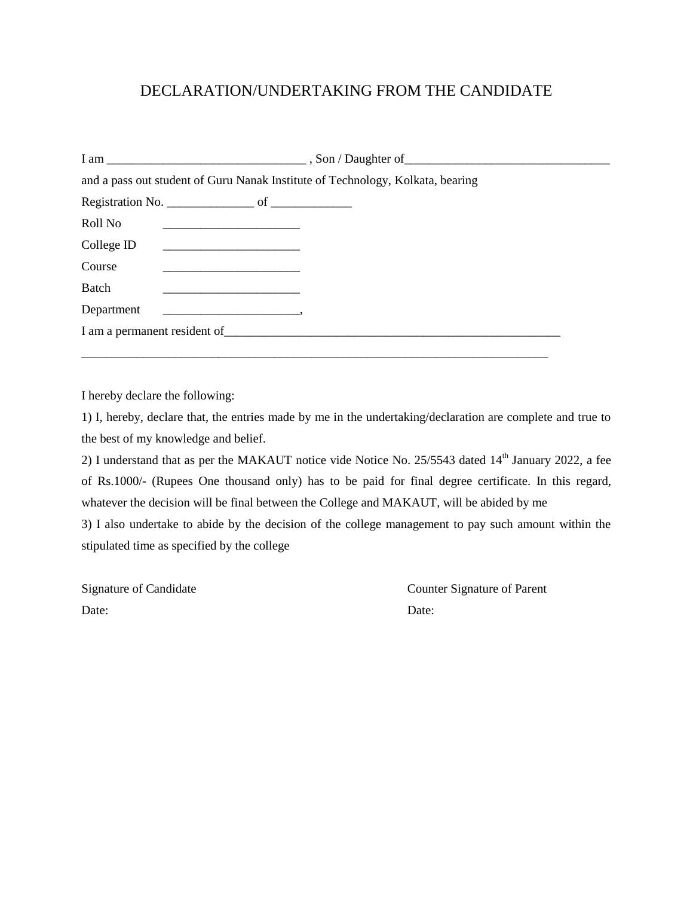# DECLARATION/UNDERTAKING FROM THE CANDIDATE

I am ________________________________ , Son / Daughter of_________________________________

and a pass out student of Guru Nanak Institute of Technology, Kolkata, bearing

Registration No. ______________ of _____________

Roll No ______________________

College ID ______________________

Course ______________________

Batch ______________________

Department ______________________,

I am a permanent resident of__________________________________________________________

________________________________________________________________________________

I hereby declare the following:

1) I, hereby, declare that, the entries made by me in the undertaking/declaration are complete and true to the best of my knowledge and belief.

2) I understand that as per the MAKAUT notice vide Notice No. 25/5543 dated 14th January 2022, a fee of Rs.1000/- (Rupees One thousand only) has to be paid for final degree certificate. In this regard, whatever the decision will be final between the College and MAKAUT, will be abided by me

3) I also undertake to abide by the decision of the college management to pay such amount within the stipulated time as specified by the college

Signature of Candidate

Date:

Counter Signature of Parent

Date: